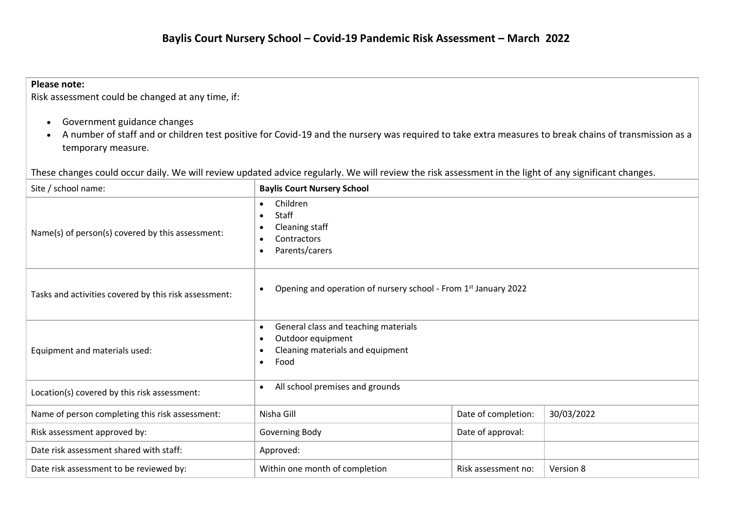# Baylis Court Nursery School – Covid-19 Pandemic Risk Assessment – March 2022

**Please note:**
Risk assessment could be changed at any time, if:

- Government guidance changes
- A number of staff and or children test positive for Covid-19 and the nursery was required to take extra measures to break chains of transmission as a temporary measure.

These changes could occur daily. We will review updated advice regularly. We will review the risk assessment in the light of any significant changes.

| Site / school name: | **Baylis Court Nursery School** | | |
|---|---|---|---|
| Name(s) of person(s) covered by this assessment: | • Children<br>• Staff<br>• Cleaning staff<br>• Contractors<br>• Parents/carers | | |
| Tasks and activities covered by this risk assessment: | • Opening and operation of nursery school - From 1st January 2022 | | |
| Equipment and materials used: | • General class and teaching materials<br>• Outdoor equipment<br>• Cleaning materials and equipment<br>• Food | | |
| Location(s) covered by this risk assessment: | • All school premises and grounds | | |
| Name of person completing this risk assessment: | Nisha Gill | Date of completion: | 30/03/2022 |
| Risk assessment approved by: | Governing Body | Date of approval: | |
| Date risk assessment shared with staff: | Approved: | | |
| Date risk assessment to be reviewed by: | Within one month of completion | Risk assessment no: | Version 8 |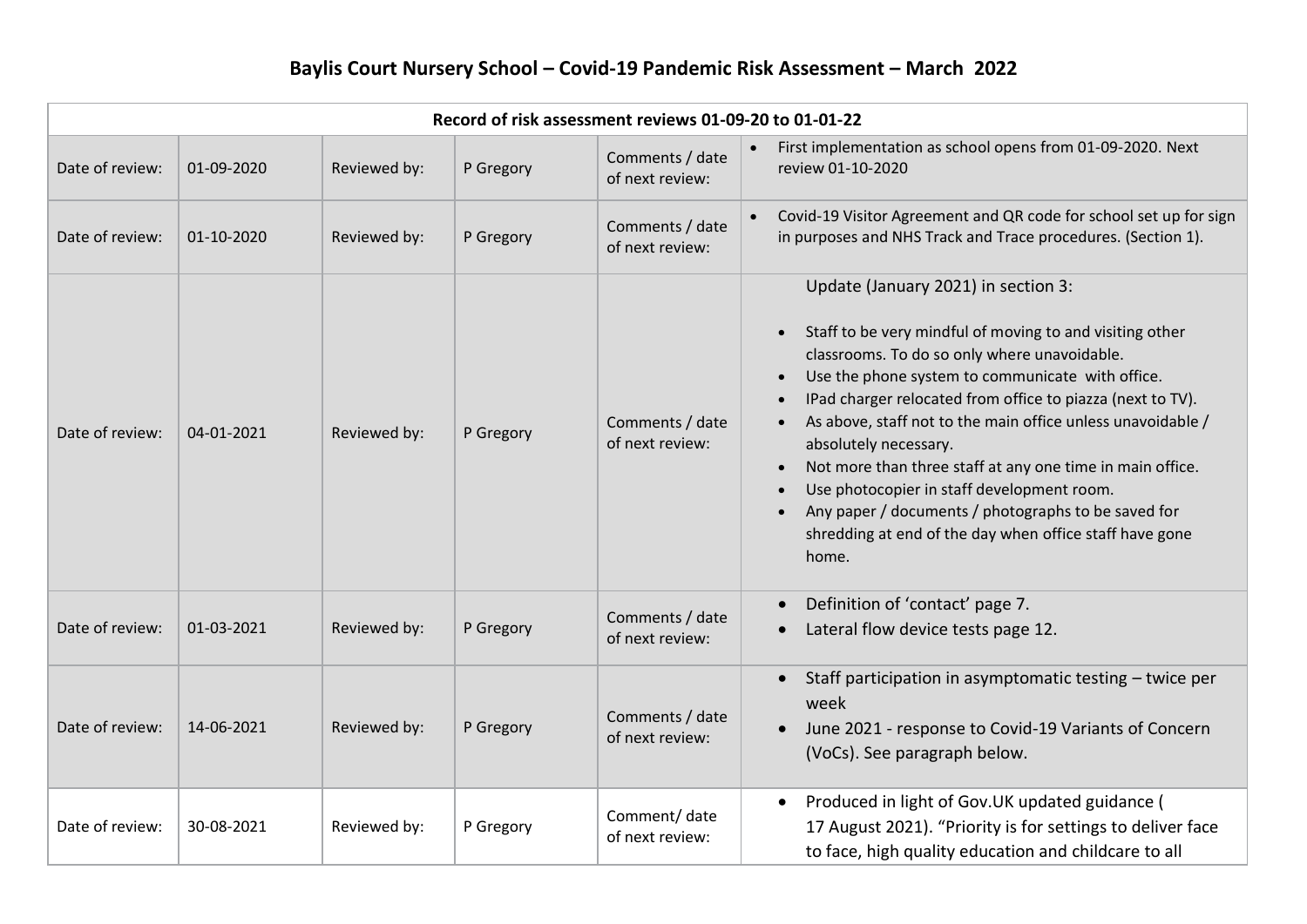# Baylis Court Nursery School – Covid-19 Pandemic Risk Assessment – March 2022

| Record of risk assessment reviews 01-09-20 to 01-01-22 | | | | | |
|---|---|---|---|---|---|
| Date of review: | 01-09-2020 | Reviewed by: | P Gregory | Comments / date of next review: | • First implementation as school opens from 01-09-2020. Next review 01-10-2020 |
| Date of review: | 01-10-2020 | Reviewed by: | P Gregory | Comments / date of next review: | • Covid-19 Visitor Agreement and QR code for school set up for sign in purposes and NHS Track and Trace procedures. (Section 1). |
| Date of review: | 04-01-2021 | Reviewed by: | P Gregory | Comments / date of next review: | Update (January 2021) in section 3: <br>• Staff to be very mindful of moving to and visiting other classrooms. To do so only where unavoidable.<br>• Use the phone system to communicate with office.<br>• IPad charger relocated from office to piazza (next to TV).<br>• As above, staff not to the main office unless unavoidable / absolutely necessary.<br>• Not more than three staff at any one time in main office.<br>• Use photocopier in staff development room.<br>• Any paper / documents / photographs to be saved for shredding at end of the day when office staff have gone home. |
| Date of review: | 01-03-2021 | Reviewed by: | P Gregory | Comments / date of next review: | • Definition of 'contact' page 7.<br>• Lateral flow device tests page 12. |
| Date of review: | 14-06-2021 | Reviewed by: | P Gregory | Comments / date of next review: | • Staff participation in asymptomatic testing – twice per week<br>• June 2021 - response to Covid-19 Variants of Concern (VoCs). See paragraph below. |
| Date of review: | 30-08-2021 | Reviewed by: | P Gregory | Comment/ date of next review: | • Produced in light of Gov.UK updated guidance ( 17 August 2021). "Priority is for settings to deliver face to face, high quality education and childcare to all |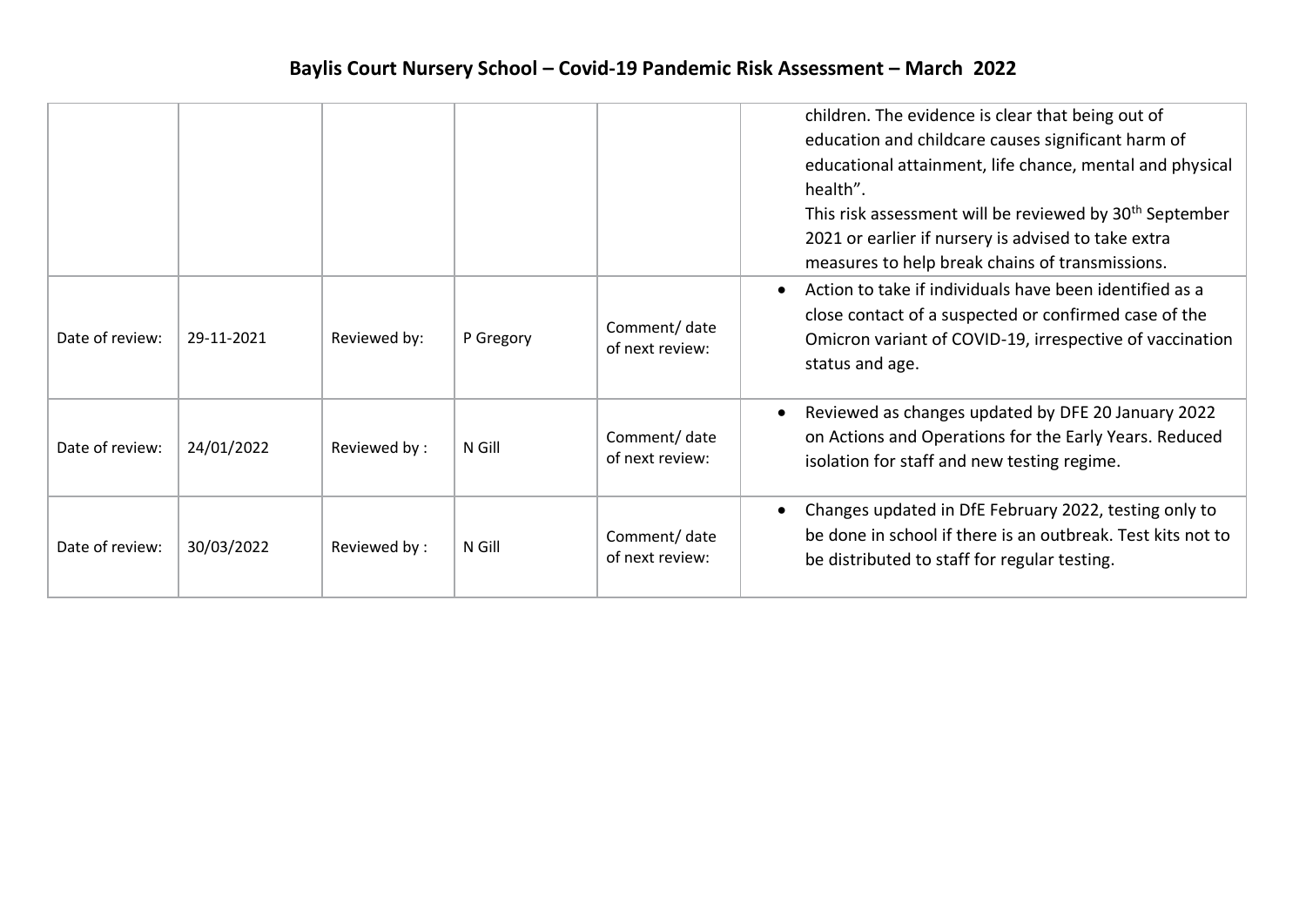# Baylis Court Nursery School – Covid-19 Pandemic Risk Assessment – March 2022

| | | | | | |
|---|---|---|---|---|---|
| | | | | | children. The evidence is clear that being out of education and childcare causes significant harm of educational attainment, life chance, mental and physical health". This risk assessment will be reviewed by 30th September 2021 or earlier if nursery is advised to take extra measures to help break chains of transmissions. |
| Date of review: | 29-11-2021 | Reviewed by: | P Gregory | Comment/ date of next review: | • Action to take if individuals have been identified as a close contact of a suspected or confirmed case of the Omicron variant of COVID-19, irrespective of vaccination status and age. |
| Date of review: | 24/01/2022 | Reviewed by : | N Gill | Comment/ date of next review: | • Reviewed as changes updated by DFE 20 January 2022 on Actions and Operations for the Early Years. Reduced isolation for staff and new testing regime. |
| Date of review: | 30/03/2022 | Reviewed by : | N Gill | Comment/ date of next review: | • Changes updated in DfE February 2022, testing only to be done in school if there is an outbreak. Test kits not to be distributed to staff for regular testing. |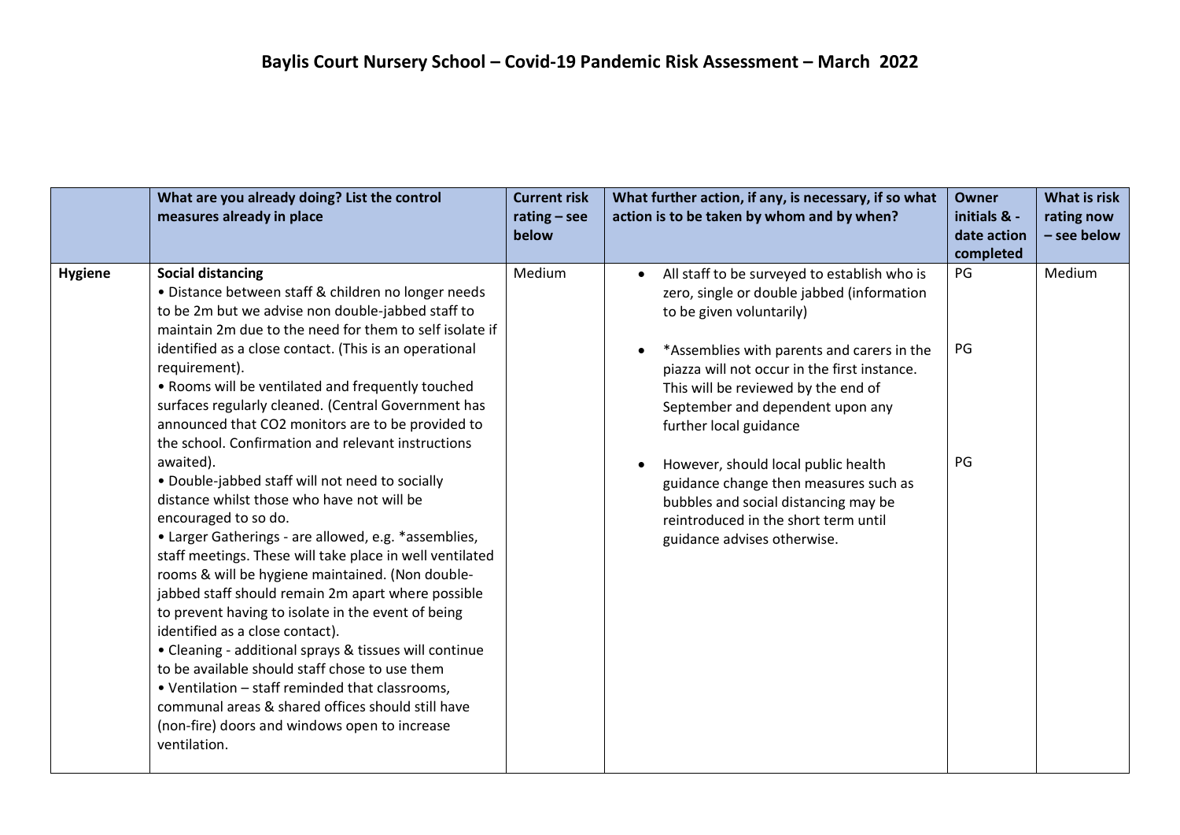# Baylis Court Nursery School – Covid-19 Pandemic Risk Assessment – March 2022

| | What are you already doing? List the control measures already in place | Current risk rating – see below | What further action, if any, is necessary, if so what action is to be taken by whom and by when? | Owner initials & - date action completed | What is risk rating now – see below |
|---|---|---|---|---|---|
| **Hygiene** | **Social distancing**<br>• Distance between staff & children no longer needs to be 2m but we advise non double-jabbed staff to maintain 2m due to the need for them to self isolate if identified as a close contact. (This is an operational requirement).<br>• Rooms will be ventilated and frequently touched surfaces regularly cleaned. (Central Government has announced that CO2 monitors are to be provided to the school. Confirmation and relevant instructions awaited).<br>• Double-jabbed staff will not need to socially distance whilst those who have not will be encouraged to so do.<br>• Larger Gatherings - are allowed, e.g. *assemblies, staff meetings. These will take place in well ventilated rooms & will be hygiene maintained. (Non double-jabbed staff should remain 2m apart where possible to prevent having to isolate in the event of being identified as a close contact).<br>• Cleaning - additional sprays & tissues will continue to be available should staff chose to use them<br>• Ventilation – staff reminded that classrooms, communal areas & shared offices should still have (non-fire) doors and windows open to increase ventilation. | Medium | • All staff to be surveyed to establish who is zero, single or double jabbed (information to be given voluntarily)<br><br>• *Assemblies with parents and carers in the piazza will not occur in the first instance. This will be reviewed by the end of September and dependent upon any further local guidance<br><br>• However, should local public health guidance change then measures such as bubbles and social distancing may be reintroduced in the short term until guidance advises otherwise. | PG<br><br>PG<br><br>PG | Medium |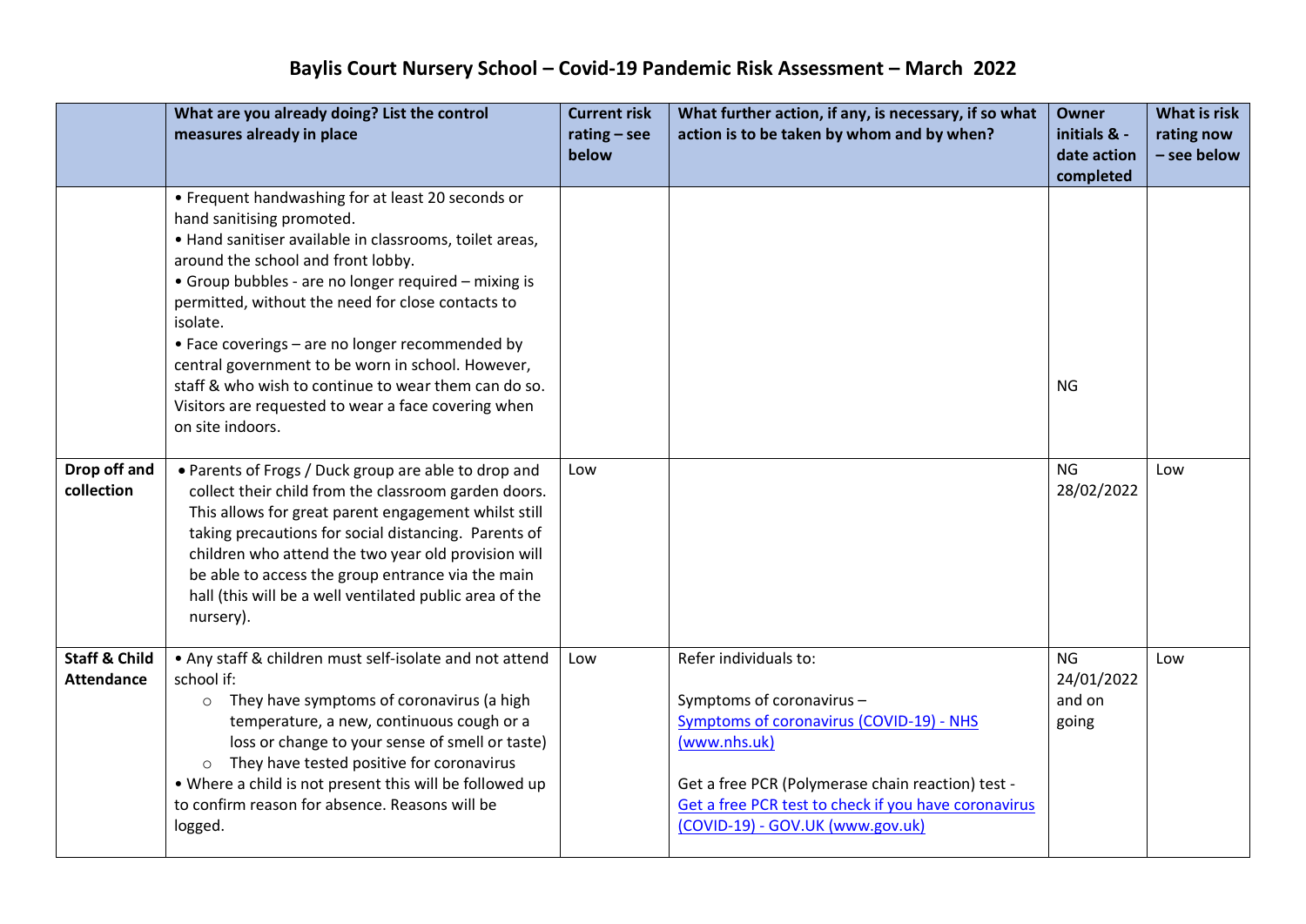# Baylis Court Nursery School – Covid-19 Pandemic Risk Assessment – March 2022

| | What are you already doing? List the control measures already in place | Current risk rating – see below | What further action, if any, is necessary, if so what action is to be taken by whom and by when? | Owner initials & - date action completed | What is risk rating now – see below |
|---|---|---|---|---|---|
| | • Frequent handwashing for at least 20 seconds or hand sanitising promoted.<br>• Hand sanitiser available in classrooms, toilet areas, around the school and front lobby.<br>• Group bubbles - are no longer required – mixing is permitted, without the need for close contacts to isolate.<br>• Face coverings – are no longer recommended by central government to be worn in school. However, staff & who wish to continue to wear them can do so. Visitors are requested to wear a face covering when on site indoors. | | | NG | |
| **Drop off and collection** | • Parents of Frogs / Duck group are able to drop and collect their child from the classroom garden doors. This allows for great parent engagement whilst still taking precautions for social distancing. Parents of children who attend the two year old provision will be able to access the group entrance via the main hall (this will be a well ventilated public area of the nursery). | Low | | NG 28/02/2022 | Low |
| **Staff & Child Attendance** | • Any staff & children must self-isolate and not attend school if:<br>○ They have symptoms of coronavirus (a high temperature, a new, continuous cough or a loss or change to your sense of smell or taste)<br>○ They have tested positive for coronavirus<br>• Where a child is not present this will be followed up to confirm reason for absence. Reasons will be logged. | Low | Refer individuals to:<br><br>Symptoms of coronavirus – [Symptoms of coronavirus (COVID-19) - NHS (www.nhs.uk)]<br><br>Get a free PCR (Polymerase chain reaction) test - [Get a free PCR test to check if you have coronavirus (COVID-19) - GOV.UK (www.gov.uk)] | NG 24/01/2022 and on going | Low |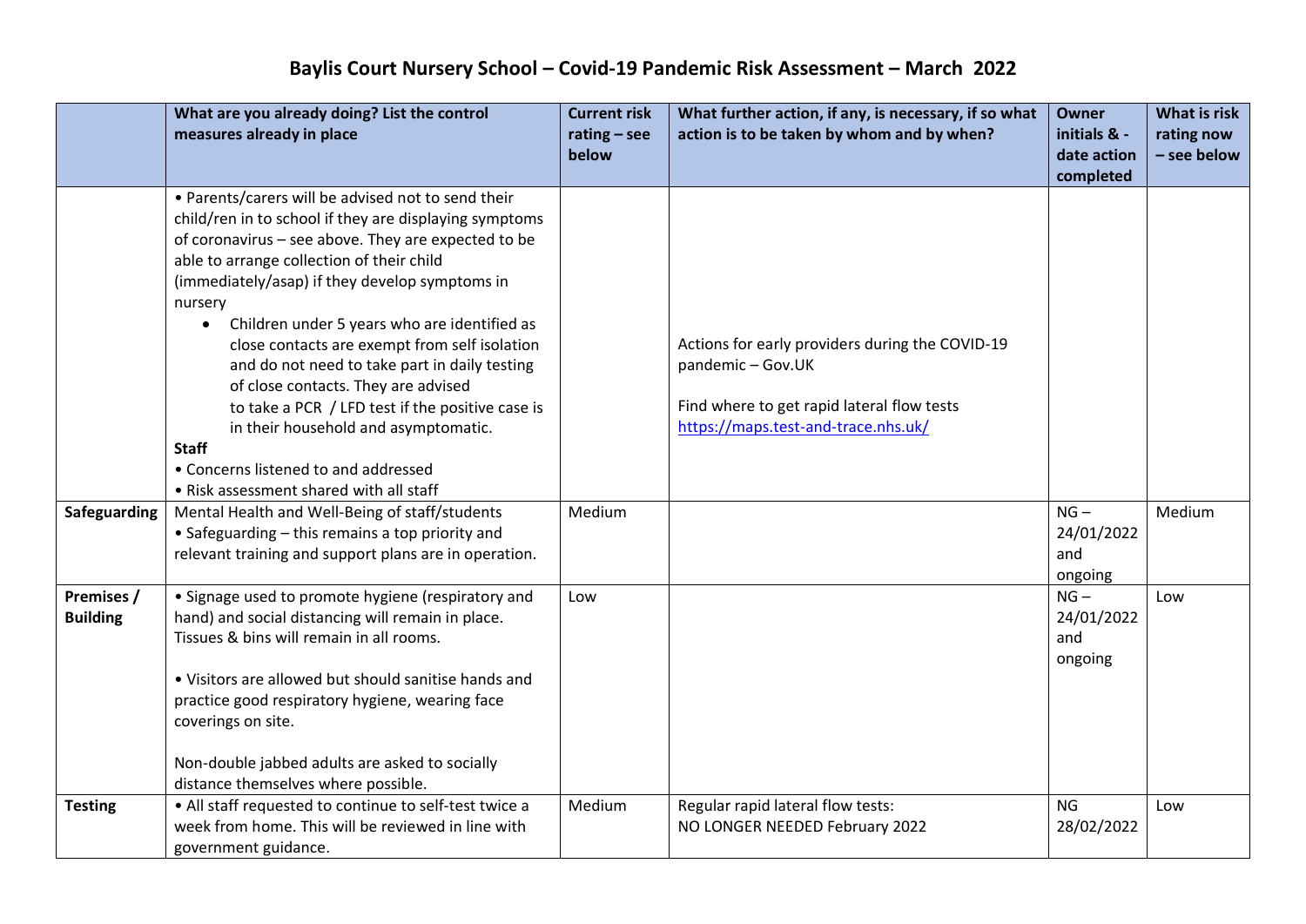# Baylis Court Nursery School – Covid-19 Pandemic Risk Assessment – March 2022

| | What are you already doing? List the control measures already in place | Current risk rating – see below | What further action, if any, is necessary, if so what action is to be taken by whom and by when? | Owner initials & - date action completed | What is risk rating now – see below |
|---|---|---|---|---|---|
| | • Parents/carers will be advised not to send their child/ren in to school if they are displaying symptoms of coronavirus – see above. They are expected to be able to arrange collection of their child (immediately/asap) if they develop symptoms in nursery<br>• Children under 5 years who are identified as close contacts are exempt from self isolation and do not need to take part in daily testing of close contacts. They are advised to take a PCR / LFD test if the positive case is in their household and asymptomatic.<br>**Staff**<br>• Concerns listened to and addressed<br>• Risk assessment shared with all staff | | Actions for early providers during the COVID-19 pandemic – Gov.UK<br><br>Find where to get rapid lateral flow tests https://maps.test-and-trace.nhs.uk/ | | |
| **Safeguarding** | Mental Health and Well-Being of staff/students<br>• Safeguarding – this remains a top priority and relevant training and support plans are in operation. | Medium | | NG – 24/01/2022 and ongoing | Medium |
| **Premises / Building** | • Signage used to promote hygiene (respiratory and hand) and social distancing will remain in place. Tissues & bins will remain in all rooms.<br><br>• Visitors are allowed but should sanitise hands and practice good respiratory hygiene, wearing face coverings on site.<br><br>Non-double jabbed adults are asked to socially distance themselves where possible. | Low | | NG – 24/01/2022 and ongoing | Low |
| **Testing** | • All staff requested to continue to self-test twice a week from home. This will be reviewed in line with government guidance. | Medium | Regular rapid lateral flow tests:<br>NO LONGER NEEDED February 2022 | NG 28/02/2022 | Low |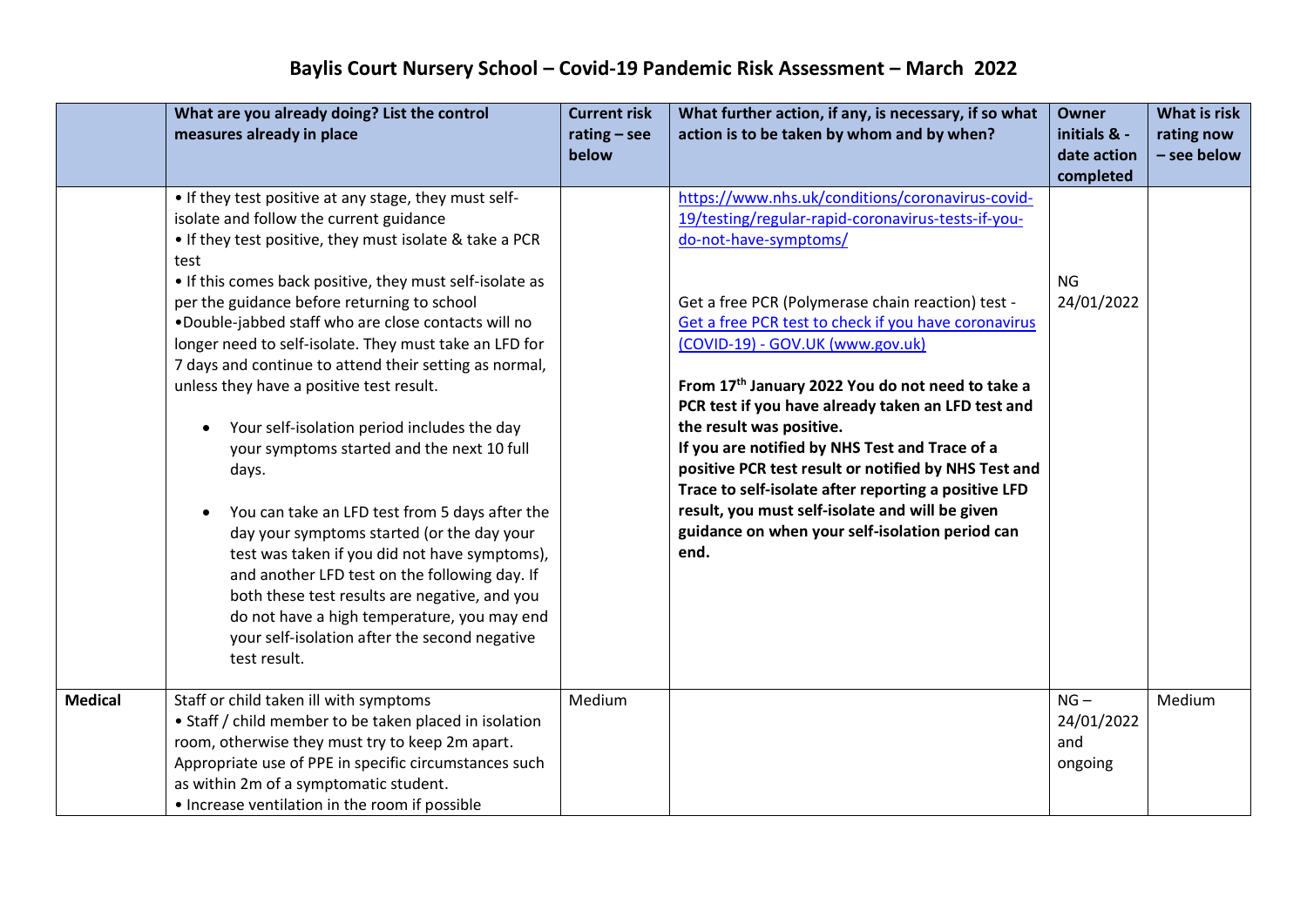# Baylis Court Nursery School – Covid-19 Pandemic Risk Assessment – March 2022

| | What are you already doing? List the control measures already in place | Current risk rating – see below | What further action, if any, is necessary, if so what action is to be taken by whom and by when? | Owner initials & - date action completed | What is risk rating now – see below |
|---|---|---|---|---|---|
| | • If they test positive at any stage, they must self-isolate and follow the current guidance<br>• If they test positive, they must isolate & take a PCR test<br>• If this comes back positive, they must self-isolate as per the guidance before returning to school<br>•Double-jabbed staff who are close contacts will no longer need to self-isolate. They must take an LFD for 7 days and continue to attend their setting as normal, unless they have a positive test result.<br>• Your self-isolation period includes the day your symptoms started and the next 10 full days.<br>• You can take an LFD test from 5 days after the day your symptoms started (or the day your test was taken if you did not have symptoms), and another LFD test on the following day. If both these test results are negative, and you do not have a high temperature, you may end your self-isolation after the second negative test result. | | https://www.nhs.uk/conditions/coronavirus-covid-19/testing/regular-rapid-coronavirus-tests-if-you-do-not-have-symptoms/<br><br>Get a free PCR (Polymerase chain reaction) test - Get a free PCR test to check if you have coronavirus (COVID-19) - GOV.UK (www.gov.uk)<br><br>**From 17th January 2022 You do not need to take a PCR test if you have already taken an LFD test and the result was positive.**<br>**If you are notified by NHS Test and Trace of a positive PCR test result or notified by NHS Test and Trace to self-isolate after reporting a positive LFD result, you must self-isolate and will be given guidance on when your self-isolation period can end.** | NG<br>24/01/2022 | |
| **Medical** | Staff or child taken ill with symptoms<br>• Staff / child member to be taken placed in isolation room, otherwise they must try to keep 2m apart. Appropriate use of PPE in specific circumstances such as within 2m of a symptomatic student.<br>• Increase ventilation in the room if possible | Medium | | NG – 24/01/2022 and ongoing | Medium |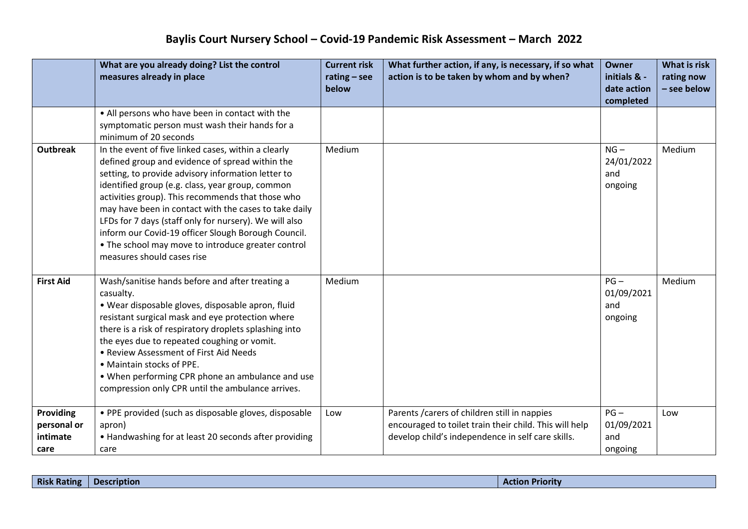# Baylis Court Nursery School – Covid-19 Pandemic Risk Assessment – March 2022

| | What are you already doing? List the control measures already in place | Current risk rating – see below | What further action, if any, is necessary, if so what action is to be taken by whom and by when? | Owner initials & - date action completed | What is risk rating now – see below |
|---|---|---|---|---|---|
| | • All persons who have been in contact with the symptomatic person must wash their hands for a minimum of 20 seconds | | | | |
| **Outbreak** | In the event of five linked cases, within a clearly defined group and evidence of spread within the setting, to provide advisory information letter to identified group (e.g. class, year group, common activities group). This recommends that those who may have been in contact with the cases to take daily LFDs for 7 days (staff only for nursery). We will also inform our Covid-19 officer Slough Borough Council.<br>• The school may move to introduce greater control measures should cases rise | Medium | | NG – 24/01/2022 and ongoing | Medium |
| **First Aid** | Wash/sanitise hands before and after treating a casualty.<br>• Wear disposable gloves, disposable apron, fluid resistant surgical mask and eye protection where there is a risk of respiratory droplets splashing into the eyes due to repeated coughing or vomit.<br>• Review Assessment of First Aid Needs<br>• Maintain stocks of PPE.<br>• When performing CPR phone an ambulance and use compression only CPR until the ambulance arrives. | Medium | | PG – 01/09/2021 and ongoing | Medium |
| **Providing personal or intimate care** | • PPE provided (such as disposable gloves, disposable apron)<br>• Handwashing for at least 20 seconds after providing care | Low | Parents /carers of children still in nappies encouraged to toilet train their child. This will help develop child's independence in self care skills. | PG – 01/09/2021 and ongoing | Low |

| Risk Rating | Description | Action Priority |
|---|---|---|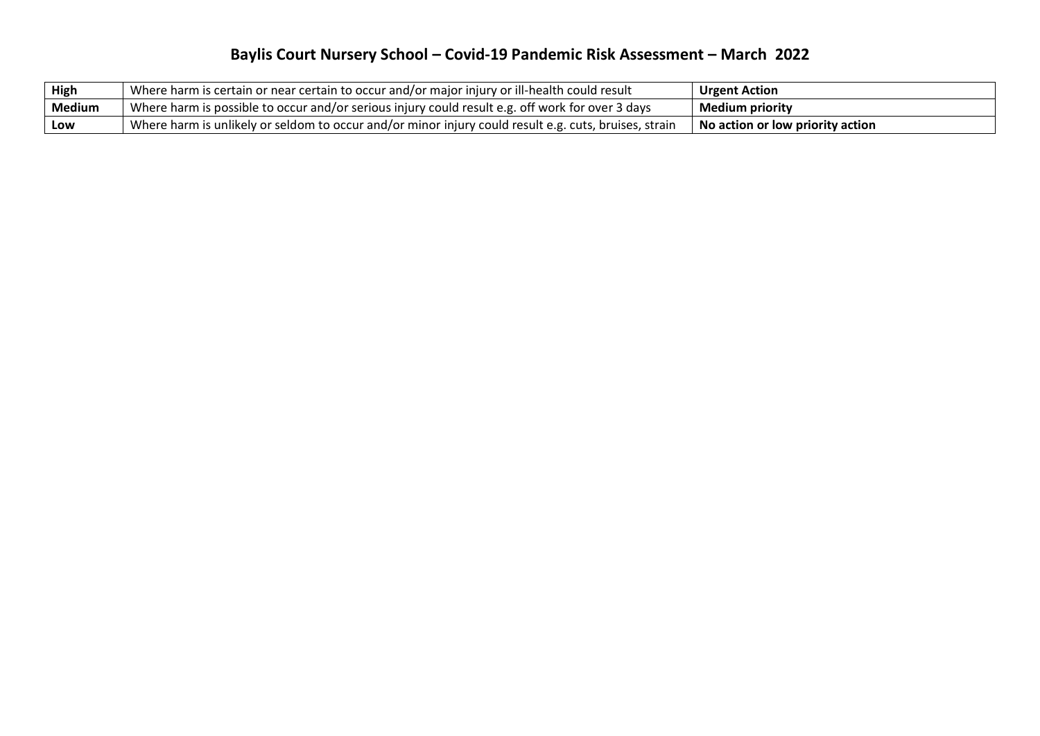# Baylis Court Nursery School – Covid-19 Pandemic Risk Assessment – March 2022

| | | |
|---|---|---|
| **High** | Where harm is certain or near certain to occur and/or major injury or ill-health could result | **Urgent Action** |
| **Medium** | Where harm is possible to occur and/or serious injury could result e.g. off work for over 3 days | **Medium priority** |
| **Low** | Where harm is unlikely or seldom to occur and/or minor injury could result e.g. cuts, bruises, strain | **No action or low priority action** |